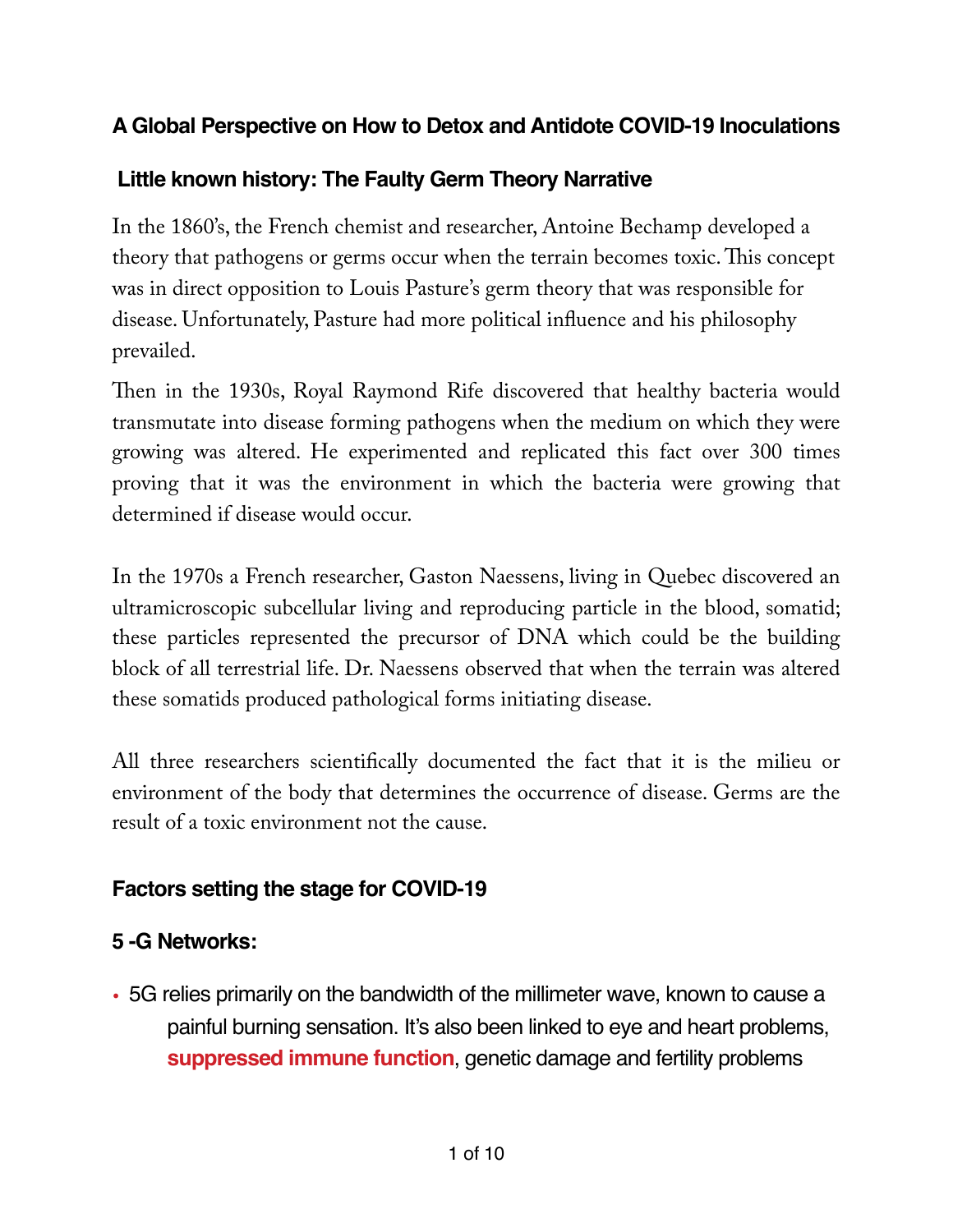## A Global Perspective on How to Detox and Antidote COVID-19 Inoculations

### Little known history: The Faulty Germ Theory Narrative

In the 1860's, the French chemist and researcher, Antoine Bechamp developed a theory that pathogens or germs occur when the terrain becomes toxic. This concept was in direct opposition to Louis Pasture's germ theory that was responsible for disease. Unfortunately, Pasture had more political influence and his philosophy prevailed.

Then in the 1930s, Royal Raymond Rife discovered that healthy bacteria would transmutate into disease forming pathogens when the medium on which they were growing was altered. He experimented and replicated this fact over 300 times proving that it was the environment in which the bacteria were growing that determined if disease would occur.

In the 1970s a French researcher, Gaston Naessens, living in Quebec discovered an ultramicroscopic subcellular living and reproducing particle in the blood, somatid; these particles represented the precursor of DNA which could be the building block of all terrestrial life. Dr. Naessens observed that when the terrain was altered these somatids produced pathological forms initiating disease.

All three researchers scientifically documented the fact that it is the milieu or environment of the body that determines the occurrence of disease. Germs are the result of a toxic environment not the cause.

### Factors setting the stage for COVID-19

### 5 -G Networks:

- 5G relies primarily on the bandwidth of the millimeter wave, known to cause a painful burning sensation. It's also been linked to eye and heart problems, **suppressed immune function**, genetic damage and fertility problems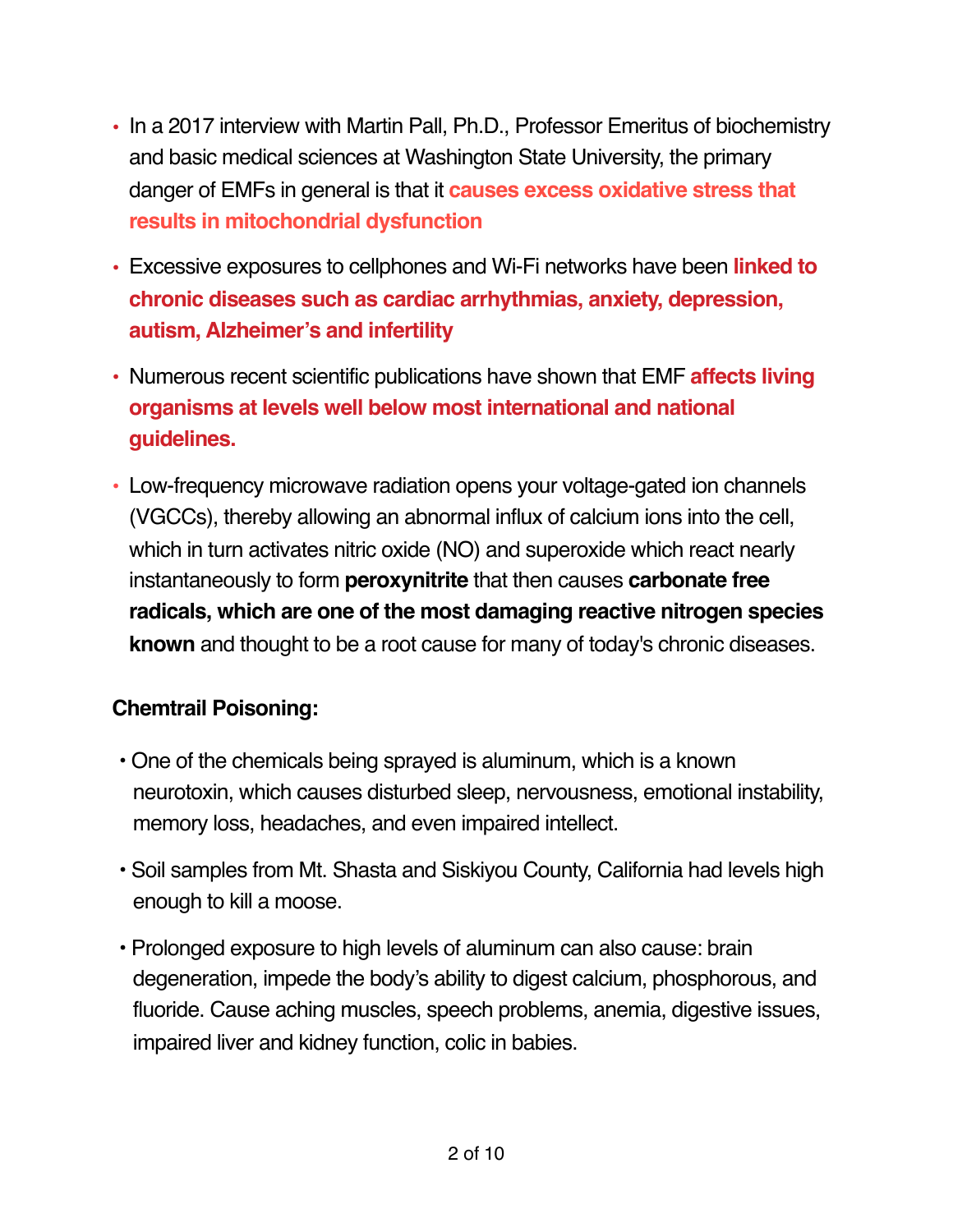- In a 2017 interview with Martin Pall, Ph.D., Professor Emeritus of biochemistry and basic medical sciences at Washington State University, the primary danger of EMFs in general is that it **causes excess oxidative stress that results in mitochondrial dysfunction**
- Excessive exposures to cellphones and Wi-Fi networks have been **linked to chronic diseases such as cardiac arrhythmias, anxiety, depression, autism, Alzheimer's and infertility**
- Numerous recent scientific publications have shown that EMF **affects living organisms at levels well below most international and national guidelines.**
- Low-frequency microwave radiation opens your voltage-gated ion channels (VGCCs), thereby allowing an abnormal influx of calcium ions into the cell, which in turn activates nitric oxide (NO) and superoxide which react nearly instantaneously to form **peroxynitrite** that then causes **carbonate free radicals, which are one of the most damaging reactive nitrogen species known** and thought to be a root cause for many of today's chronic diseases.

**Chemtrail Poisoning:**

- One of the chemicals being sprayed is aluminum, which is a known neurotoxin, which causes disturbed sleep, nervousness, emotional instability, memory loss, headaches, and even impaired intellect.
- Soil samples from Mt. Shasta and Siskiyou County, California had levels high enough to kill a moose.
- Prolonged exposure to high levels of aluminum can also cause: brain degeneration, impede the body's ability to digest calcium, phosphorous, and fluoride. Cause aching muscles, speech problems, anemia, digestive issues, impaired liver and kidney function, colic in babies.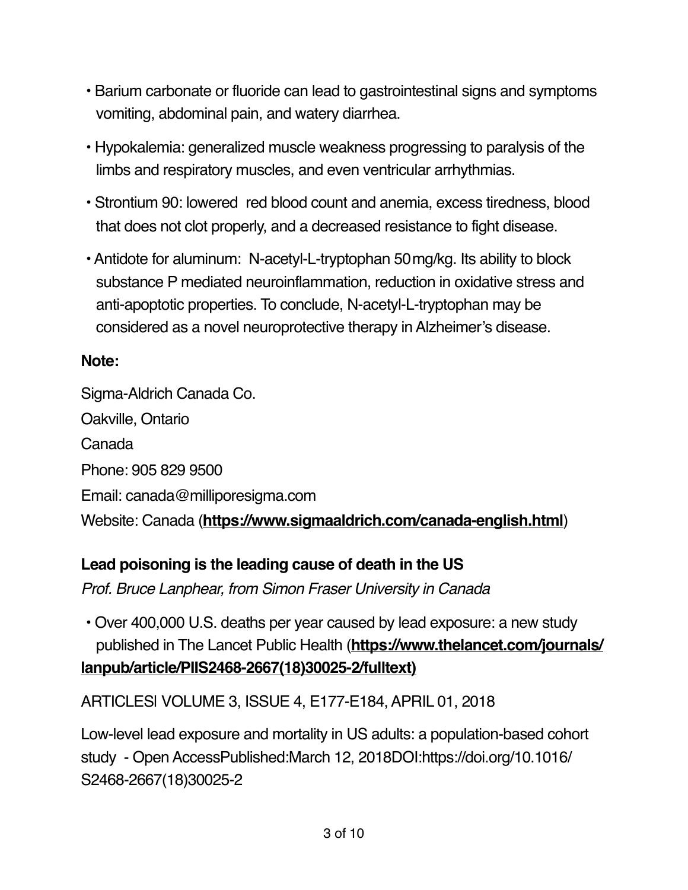- Barium carbonate or fluoride can lead to gastrointestinal signs and symptoms vomiting, abdominal pain, and watery diarrhea.
- Hypokalemia: generalized muscle weakness progressing to paralysis of the limbs and respiratory muscles, and even ventricular arrhythmias.
- Strontium 90: lowered red blood count and anemia, excess tiredness, blood that does not clot properly, and a decreased resistance to fight disease.
- Antidote for aluminum: N-acetyl-L-tryptophan 50 mg/kg. Its ability to block substance P mediated neuroinflammation, reduction in oxidative stress and anti-apoptotic properties. To conclude, N-acetyl-L-tryptophan may be considered as a novel neuroprotective therapy in Alzheimer's disease.

**Note:**

Sigma-Aldrich Canada Co.

Oakville, Ontario

Canada

Phone: 905 829 9500

Email: canada@milliporesigma.com

Website: Canada (**https://www.sigmaaldrich.com/canada-english.html**)

**Lead poisoning is the leading cause of death in the US**

*Prof. Bruce Lanphear, from Simon Fraser University in Canada*

- Over 400,000 U.S. deaths per year caused by lead exposure: a new study published in The Lancet Public Health (**https://www.thelancet.com/journals/lanpub/article/PIIS2468-2667(18)30025-2/fulltext)**

ARTICLESl VOLUME 3, ISSUE 4, E177-E184, APRIL 01, 2018

Low-level lead exposure and mortality in US adults: a population-based cohort study - Open AccessPublished:March 12, 2018DOI:https://doi.org/10.1016/S2468-2667(18)30025-2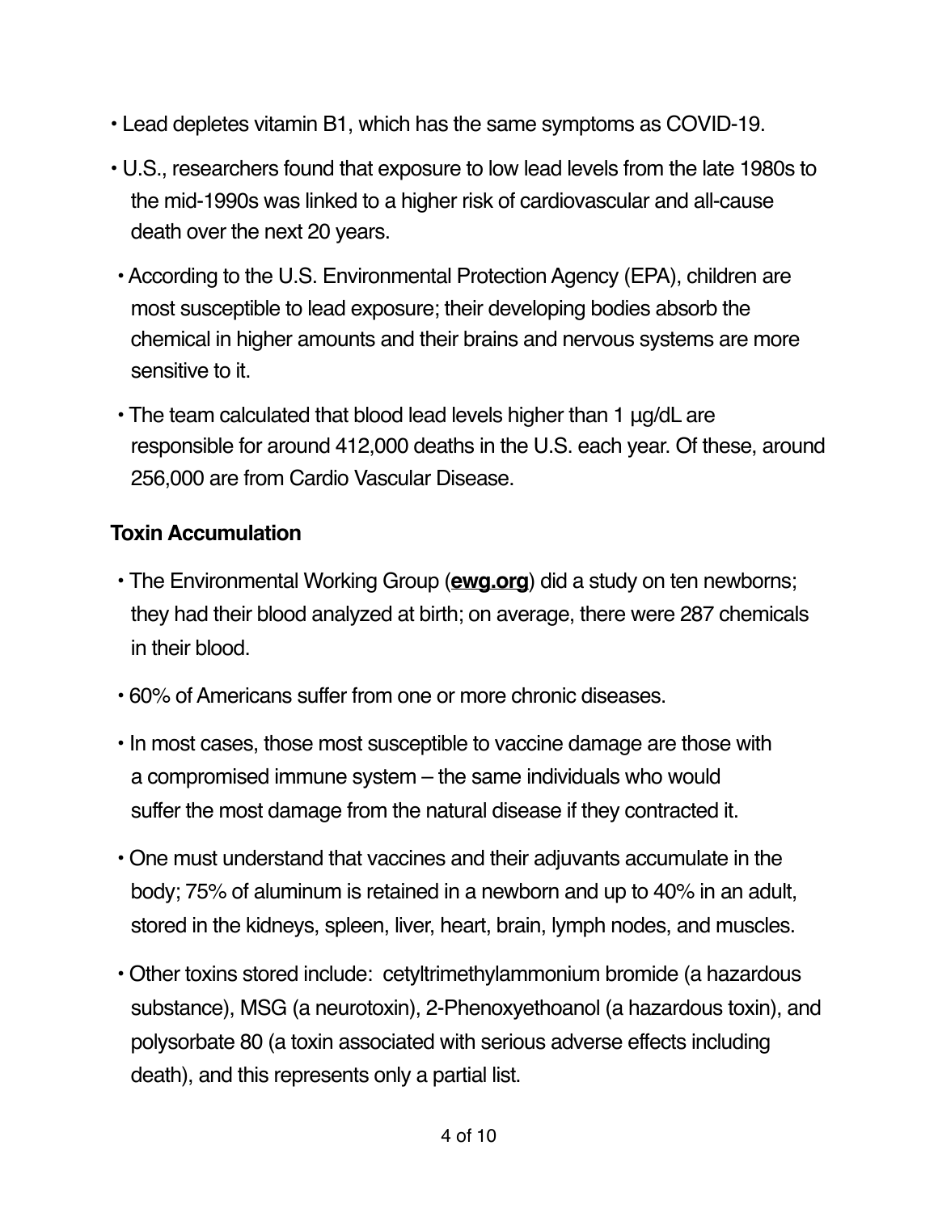- Lead depletes vitamin B1, which has the same symptoms as COVID-19.
- U.S., researchers found that exposure to low lead levels from the late 1980s to the mid-1990s was linked to a higher risk of cardiovascular and all-cause death over the next 20 years.
- According to the U.S. Environmental Protection Agency (EPA), children are most susceptible to lead exposure; their developing bodies absorb the chemical in higher amounts and their brains and nervous systems are more sensitive to it.
- The team calculated that blood lead levels higher than 1 µg/dL are responsible for around 412,000 deaths in the U.S. each year. Of these, around 256,000 are from Cardio Vascular Disease.

**Toxin Accumulation**

- The Environmental Working Group (**ewg.org**) did a study on ten newborns; they had their blood analyzed at birth; on average, there were 287 chemicals in their blood.
- 60% of Americans suffer from one or more chronic diseases.
- In most cases, those most susceptible to vaccine damage are those with a compromised immune system – the same individuals who would suffer the most damage from the natural disease if they contracted it.
- One must understand that vaccines and their adjuvants accumulate in the body; 75% of aluminum is retained in a newborn and up to 40% in an adult, stored in the kidneys, spleen, liver, heart, brain, lymph nodes, and muscles.
- Other toxins stored include: cetyltrimethylammonium bromide (a hazardous substance), MSG (a neurotoxin), 2-Phenoxyethoanol (a hazardous toxin), and polysorbate 80 (a toxin associated with serious adverse effects including death), and this represents only a partial list.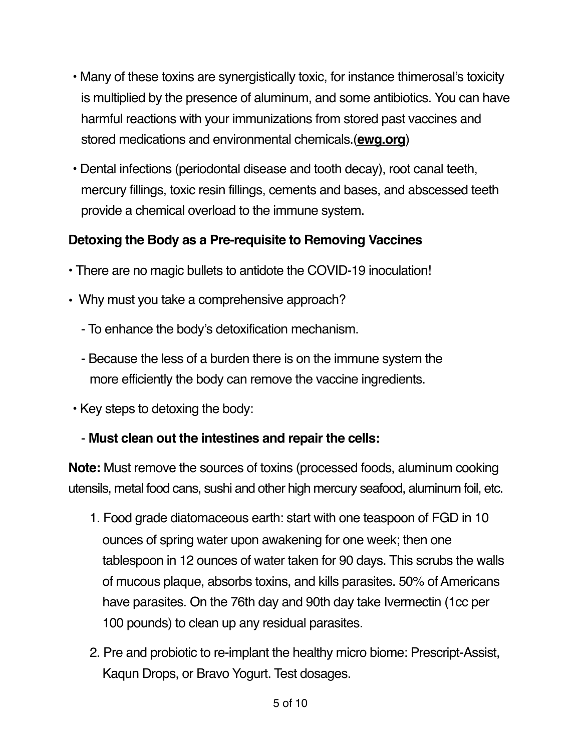- Many of these toxins are synergistically toxic, for instance thimerosal's toxicity is multiplied by the presence of aluminum, and some antibiotics. You can have harmful reactions with your immunizations from stored past vaccines and stored medications and environmental chemicals.(**ewg.org**)

- Dental infections (periodontal disease and tooth decay), root canal teeth, mercury fillings, toxic resin fillings, cements and bases, and abscessed teeth provide a chemical overload to the immune system.

### Detoxing the Body as a Pre-requisite to Removing Vaccines

- There are no magic bullets to antidote the COVID-19 inoculation!
- Why must you take a comprehensive approach?
  - To enhance the body's detoxification mechanism.
  - Because the less of a burden there is on the immune system the more efficiently the body can remove the vaccine ingredients.
- Key steps to detoxing the body:
  - **Must clean out the intestines and repair the cells:**

**Note:** Must remove the sources of toxins (processed foods, aluminum cooking utensils, metal food cans, sushi and other high mercury seafood, aluminum foil, etc.

1. Food grade diatomaceous earth: start with one teaspoon of FGD in 10 ounces of spring water upon awakening for one week; then one tablespoon in 12 ounces of water taken for 90 days. This scrubs the walls of mucous plaque, absorbs toxins, and kills parasites. 50% of Americans have parasites. On the 76th day and 90th day take Ivermectin (1cc per 100 pounds) to clean up any residual parasites.
2. Pre and probiotic to re-implant the healthy micro biome: Prescript-Assist, Kaqun Drops, or Bravo Yogurt. Test dosages.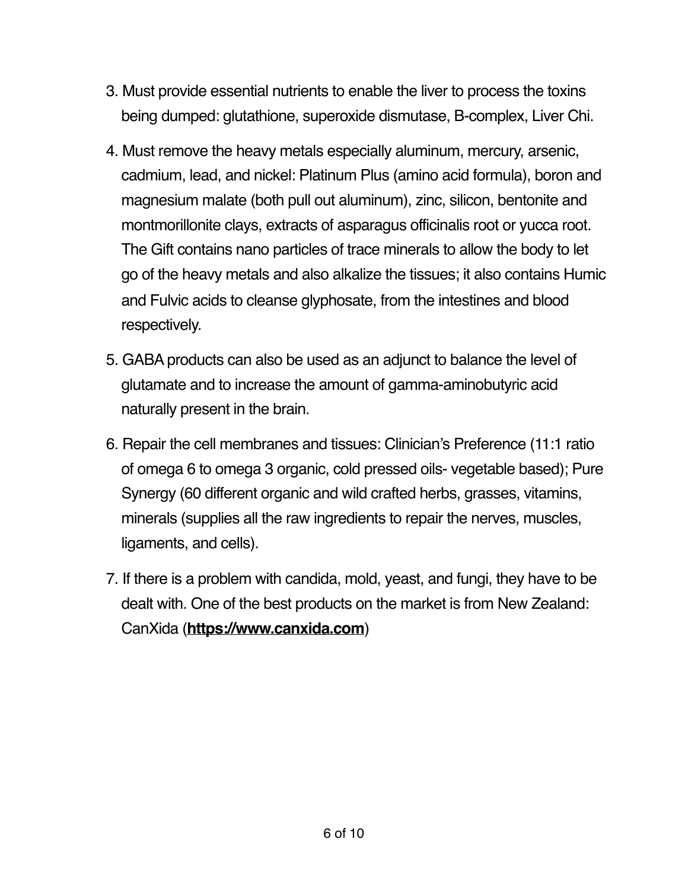3. Must provide essential nutrients to enable the liver to process the toxins being dumped: glutathione, superoxide dismutase, B-complex, Liver Chi.

4. Must remove the heavy metals especially aluminum, mercury, arsenic, cadmium, lead, and nickel: Platinum Plus (amino acid formula), boron and magnesium malate (both pull out aluminum), zinc, silicon, bentonite and montmorillonite clays, extracts of asparagus officinalis root or yucca root. The Gift contains nano particles of trace minerals to allow the body to let go of the heavy metals and also alkalize the tissues; it also contains Humic and Fulvic acids to cleanse glyphosate, from the intestines and blood respectively.

5. GABA products can also be used as an adjunct to balance the level of glutamate and to increase the amount of gamma-aminobutyric acid naturally present in the brain.

6. Repair the cell membranes and tissues: Clinician's Preference (11:1 ratio of omega 6 to omega 3 organic, cold pressed oils- vegetable based); Pure Synergy (60 different organic and wild crafted herbs, grasses, vitamins, minerals (supplies all the raw ingredients to repair the nerves, muscles, ligaments, and cells).

7. If there is a problem with candida, mold, yeast, and fungi, they have to be dealt with. One of the best products on the market is from New Zealand: CanXida (**https://www.canxida.com**)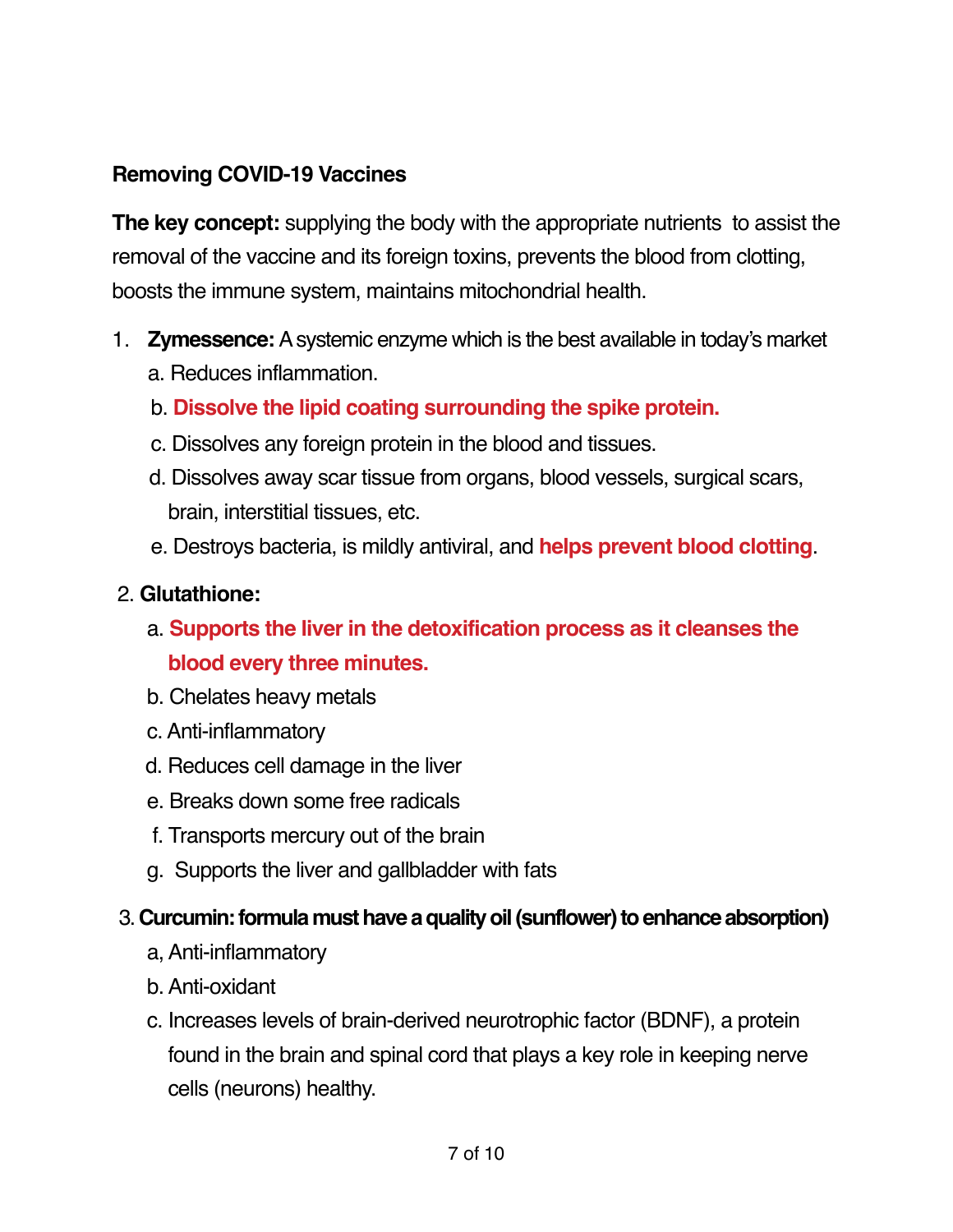**Removing COVID-19 Vaccines**

**The key concept:** supplying the body with the appropriate nutrients to assist the removal of the vaccine and its foreign toxins, prevents the blood from clotting, boosts the immune system, maintains mitochondrial health.

1. **Zymessence:** A systemic enzyme which is the best available in today's market
   a. Reduces inflammation.
   b. **Dissolve the lipid coating surrounding the spike protein.**
   c. Dissolves any foreign protein in the blood and tissues.
   d. Dissolves away scar tissue from organs, blood vessels, surgical scars, brain, interstitial tissues, etc.
   e. Destroys bacteria, is mildly antiviral, and **helps prevent blood clotting**.

2. **Glutathione:**
   a. **Supports the liver in the detoxification process as it cleanses the blood every three minutes.**
   b. Chelates heavy metals
   c. Anti-inflammatory
   d. Reduces cell damage in the liver
   e. Breaks down some free radicals
   f. Transports mercury out of the brain
   g. Supports the liver and gallbladder with fats

3. **Curcumin: formula must have a quality oil (sunflower) to enhance absorption)**
   a, Anti-inflammatory
   b. Anti-oxidant
   c. Increases levels of brain-derived neurotrophic factor (BDNF), a protein found in the brain and spinal cord that plays a key role in keeping nerve cells (neurons) healthy.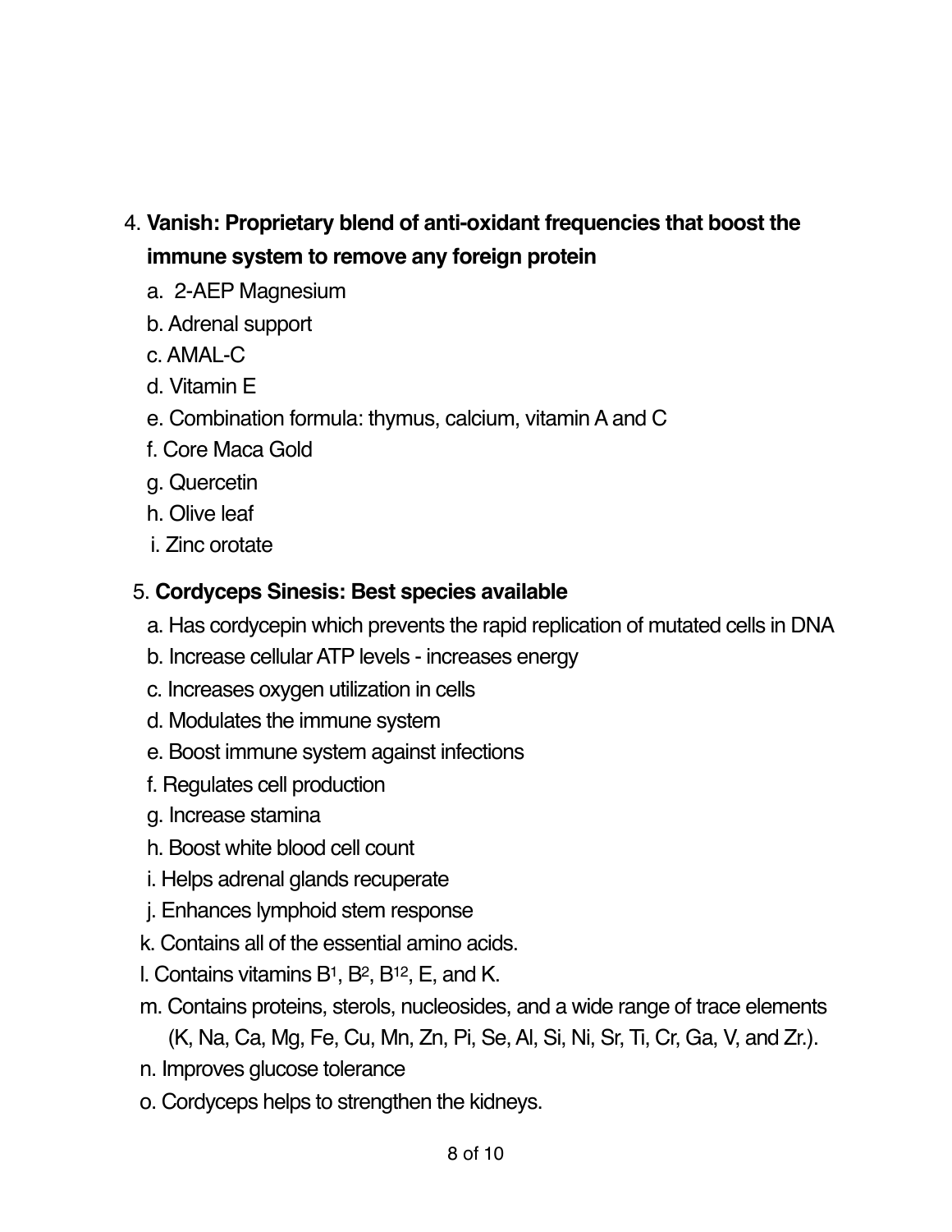4. **Vanish: Proprietary blend of anti-oxidant frequencies that boost the immune system to remove any foreign protein**
   a. 2-AEP Magnesium
   b. Adrenal support
   c. AMAL-C
   d. Vitamin E
   e. Combination formula: thymus, calcium, vitamin A and C
   f. Core Maca Gold
   g. Quercetin
   h. Olive leaf
   i. Zinc orotate

5. **Cordyceps Sinesis: Best species available**
   a. Has cordycepin which prevents the rapid replication of mutated cells in DNA
   b. Increase cellular ATP levels - increases energy
   c. Increases oxygen utilization in cells
   d. Modulates the immune system
   e. Boost immune system against infections
   f. Regulates cell production
   g. Increase stamina
   h. Boost white blood cell count
   i. Helps adrenal glands recuperate
   j. Enhances lymphoid stem response
   k. Contains all of the essential amino acids.
   l. Contains vitamins $B^1$, $B^2$, $B^{12}$, E, and K.
   m. Contains proteins, sterols, nucleosides, and a wide range of trace elements (K, Na, Ca, Mg, Fe, Cu, Mn, Zn, Pi, Se, Al, Si, Ni, Sr, Ti, Cr, Ga, V, and Zr.).
   n. Improves glucose tolerance
   o. Cordyceps helps to strengthen the kidneys.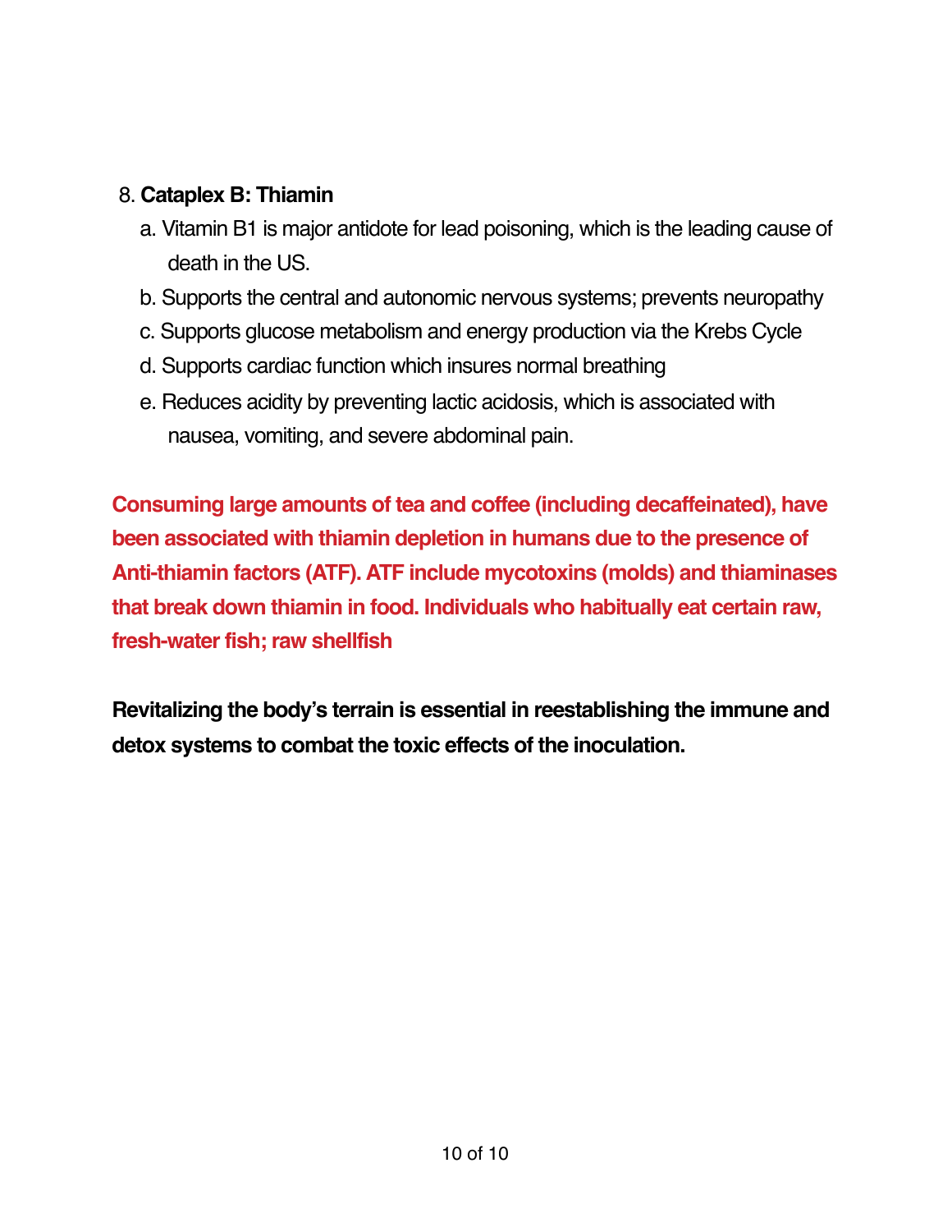8. **Cataplex B: Thiamin**
    a. Vitamin B1 is major antidote for lead poisoning, which is the leading cause of death in the US.
    b. Supports the central and autonomic nervous systems; prevents neuropathy
    c. Supports glucose metabolism and energy production via the Krebs Cycle
    d. Supports cardiac function which insures normal breathing
    e. Reduces acidity by preventing lactic acidosis, which is associated with nausea, vomiting, and severe abdominal pain.

**Consuming large amounts of tea and coffee (including decaffeinated), have been associated with thiamin depletion in humans due to the presence of Anti-thiamin factors (ATF). ATF include mycotoxins (molds) and thiaminases that break down thiamin in food. Individuals who habitually eat certain raw, fresh-water fish; raw shellfish**

**Revitalizing the body's terrain is essential in reestablishing the immune and detox systems to combat the toxic effects of the inoculation.**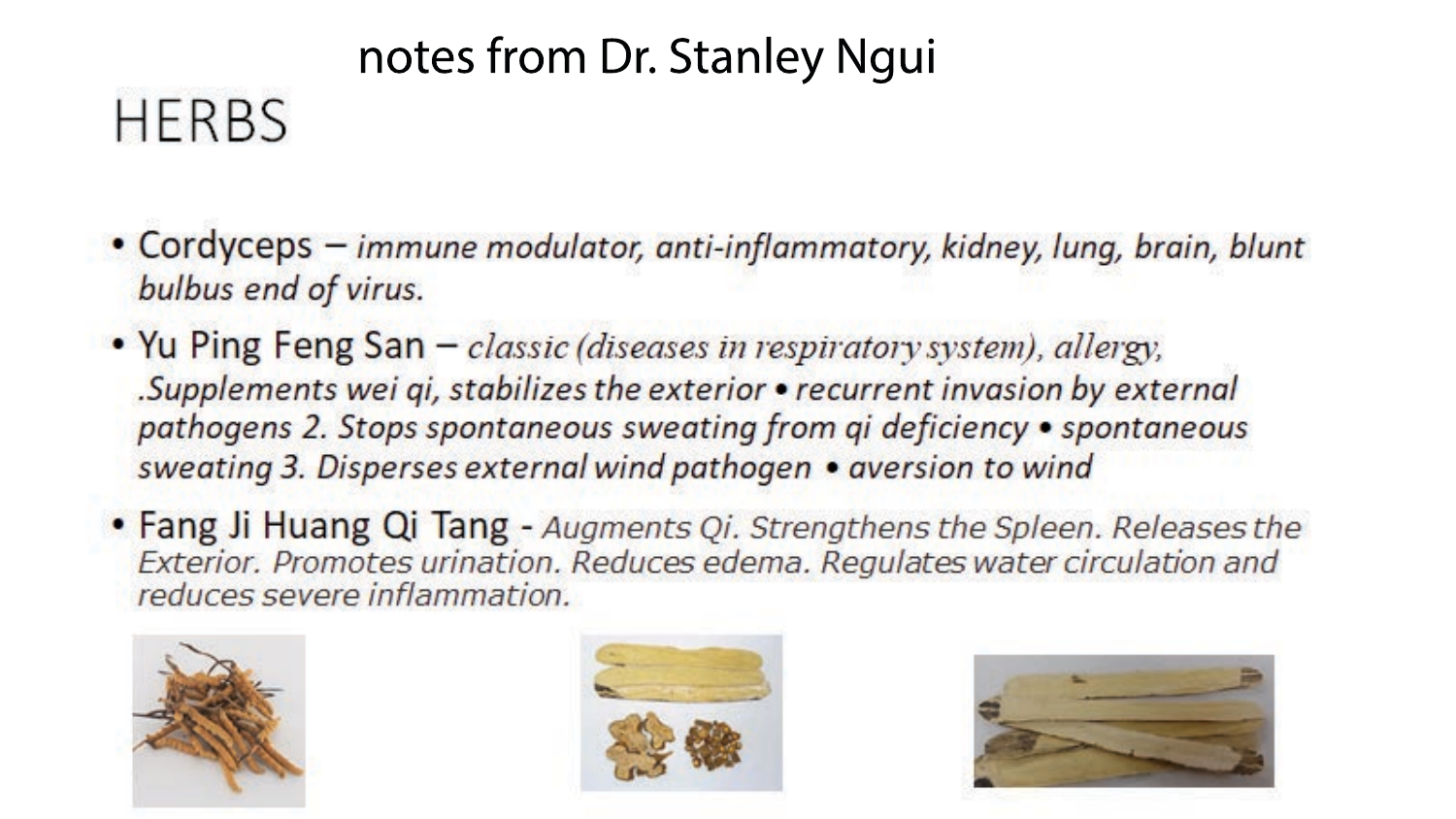notes from Dr. Stanley Ngui

# HERBS

- Cordyceps – *immune modulator, anti-inflammatory, kidney, lung, brain, blunt bulbus end of virus.*
- Yu Ping Feng San – *classic (diseases in respiratory system), allergy, .Supplements wei qi, stabilizes the exterior • recurrent invasion by external pathogens 2. Stops spontaneous sweating from qi deficiency • spontaneous sweating 3. Disperses external wind pathogen • aversion to wind*
- Fang Ji Huang Qi Tang - *Augments Qi. Strengthens the Spleen. Releases the Exterior. Promotes urination. Reduces edema. Regulates water circulation and reduces severe inflammation.*